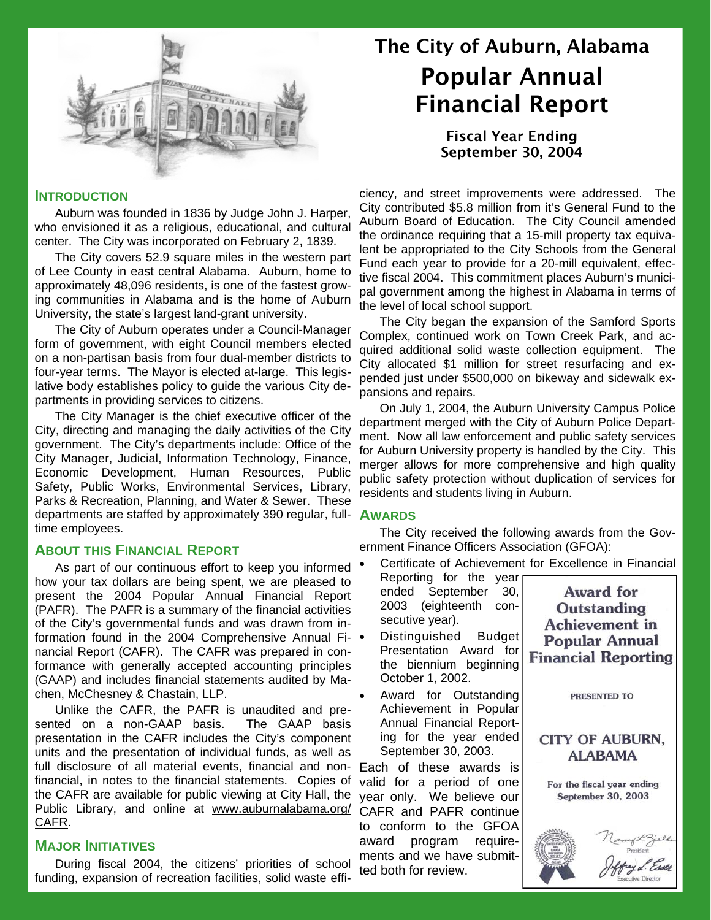# The City of Auburn, Alabama

# Popular Annual Financial Report

### Fiscal Year Ending September 30, 2004

## INTRODUCTION

Auburn was founded in 1836 by Judge John J. Harper, who envisioned it as a religious, educational, and cultural center. The City was incorporated on February 2, 1839.

The City covers 52.9 square miles in the western part of Lee County in east central Alabama. Auburn, home to approximately 48,096 residents, is one of the fastest growing communities in Alabama and is the home of Auburn University, the state's largest land-grant university.

The City of Auburn operates under a Council-Manager form of government, with eight Council members elected on a non-partisan basis from four dual-member districts to four-year terms. The Mayor is elected at-large. This legislative body establishes policy to guide the various City departments in providing services to citizens.

The City Manager is the chief executive officer of the City, directing and managing the daily activities of the City government. The City's departments include: Office of the City Manager, Judicial, Information Technology, Finance, Economic Development, Human Resources, Public Safety, Public Works, Environmental Services, Library, Parks & Recreation, Planning, and Water & Sewer. These departments are staffed by approximately 390 regular, full-time employees.

## ABOUT THIS FINANCIAL REPORT

As part of our continuous effort to keep you informed how your tax dollars are being spent, we are pleased to present the 2004 Popular Annual Financial Report (PAFR). The PAFR is a summary of the financial activities of the City's governmental funds and was drawn from information found in the 2004 Comprehensive Annual Financial Report (CAFR). The CAFR was prepared in conformance with generally accepted accounting principles (GAAP) and includes financial statements audited by Machen, McChesney & Chastain, LLP.

Unlike the CAFR, the PAFR is unaudited and presented on a non-GAAP basis. The GAAP basis presentation in the CAFR includes the City's component units and the presentation of individual funds, as well as full disclosure of all material events, financial and non-financial, in notes to the financial statements. Copies of the CAFR are available for public viewing at City Hall, the Public Library, and online at www.auburnalabama.org/CAFR.

## MAJOR INITIATIVES

During fiscal 2004, the citizens' priorities of school funding, expansion of recreation facilities, solid waste efficiency, and street improvements were addressed. The City contributed $5.8 million from it's General Fund to the Auburn Board of Education. The City Council amended the ordinance requiring that a 15-mill property tax equivalent be appropriated to the City Schools from the General Fund each year to provide for a 20-mill equivalent, effective fiscal 2004. This commitment places Auburn's municipal government among the highest in Alabama in terms of the level of local school support.

The City began the expansion of the Samford Sports Complex, continued work on Town Creek Park, and acquired additional solid waste collection equipment. The City allocated $1 million for street resurfacing and expended just under $500,000 on bikeway and sidewalk expansions and repairs.

On July 1, 2004, the Auburn University Campus Police department merged with the City of Auburn Police Department. Now all law enforcement and public safety services for Auburn University property is handled by the City. This merger allows for more comprehensive and high quality public safety protection without duplication of services for residents and students living in Auburn.

## AWARDS

The City received the following awards from the Government Finance Officers Association (GFOA):

- Certificate of Achievement for Excellence in Financial Reporting for the year ended September 30, 2003 (eighteenth consecutive year).
- Distinguished Budget Presentation Award for the biennium beginning October 1, 2002.
- Award for Outstanding Achievement in Popular Annual Financial Reporting for the year ended September 30, 2003.

Each of these awards is valid for a period of one year only. We believe our CAFR and PAFR continue to conform to the GFOA award program requirements and we have submitted both for review.

**Award for Outstanding Achievement in Popular Annual Financial Reporting**

PRESENTED TO

**CITY OF AUBURN, ALABAMA**

For the fiscal year ending September 30, 2003

President

Executive Director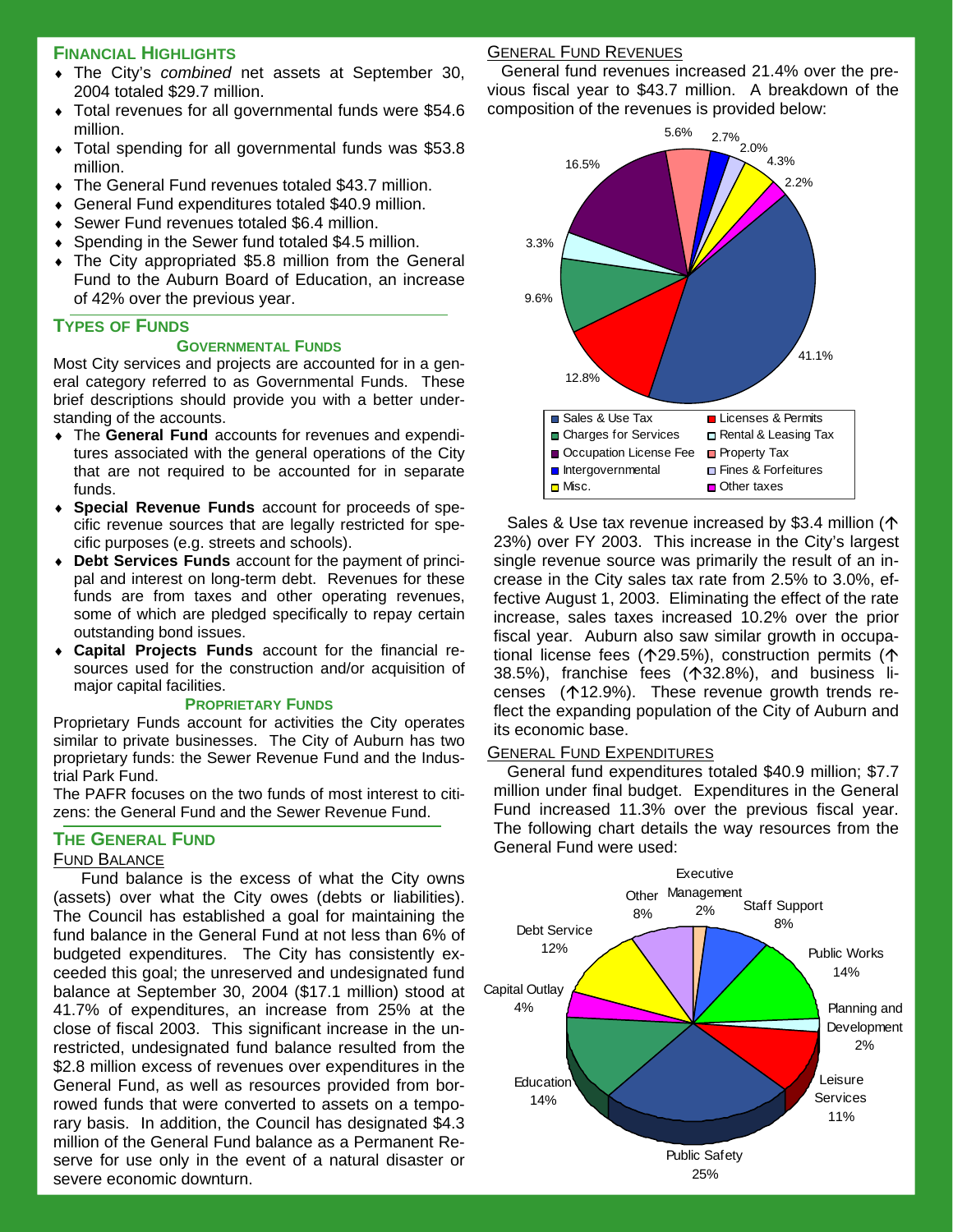## Financial Highlights

- The City's *combined* net assets at September 30, 2004 totaled $29.7 million.
- Total revenues for all governmental funds were $54.6 million.
- Total spending for all governmental funds was $53.8 million.
- The General Fund revenues totaled $43.7 million.
- General Fund expenditures totaled $40.9 million.
- Sewer Fund revenues totaled $6.4 million.
- Spending in the Sewer fund totaled $4.5 million.
- The City appropriated $5.8 million from the General Fund to the Auburn Board of Education, an increase of 42% over the previous year.

## Types of Funds

### Governmental Funds

Most City services and projects are accounted for in a general category referred to as Governmental Funds. These brief descriptions should provide you with a better understanding of the accounts.

- The **General Fund** accounts for revenues and expenditures associated with the general operations of the City that are not required to be accounted for in separate funds.
- **Special Revenue Funds** account for proceeds of specific revenue sources that are legally restricted for specific purposes (e.g. streets and schools).
- **Debt Services Funds** account for the payment of principal and interest on long-term debt. Revenues for these funds are from taxes and other operating revenues, some of which are pledged specifically to repay certain outstanding bond issues.
- **Capital Projects Funds** account for the financial resources used for the construction and/or acquisition of major capital facilities.

### Proprietary Funds

Proprietary Funds account for activities the City operates similar to private businesses. The City of Auburn has two proprietary funds: the Sewer Revenue Fund and the Industrial Park Fund.

The PAFR focuses on the two funds of most interest to citizens: the General Fund and the Sewer Revenue Fund.

## The General Fund

### Fund Balance

Fund balance is the excess of what the City owns (assets) over what the City owes (debts or liabilities). The Council has established a goal for maintaining the fund balance in the General Fund at not less than 6% of budgeted expenditures. The City has consistently exceeded this goal; the unreserved and undesignated fund balance at September 30, 2004 ($17.1 million) stood at 41.7% of expenditures, an increase from 25% at the close of fiscal 2003. This significant increase in the unrestricted, undesignated fund balance resulted from the $2.8 million excess of revenues over expenditures in the General Fund, as well as resources provided from borrowed funds that were converted to assets on a temporary basis. In addition, the Council has designated $4.3 million of the General Fund balance as a Permanent Reserve for use only in the event of a natural disaster or severe economic downturn.

### General Fund Revenues

General fund revenues increased 21.4% over the previous fiscal year to $43.7 million. A breakdown of the composition of the revenues is provided below:

| Revenue Source | Percent |
| --- | --- |
| Sales & Use Tax | 41.1% |
| Licenses & Permits | 12.8% |
| Charges for Services | 9.6% |
| Rental & Leasing Tax | 3.3% |
| Occupation License Fee | 16.5% |
| Property Tax | 5.6% |
| Intergovernmental | 2.7% |
| Fines & Forfeitures | 2.0% |
| Misc. | 4.3% |
| Other taxes | 2.2% |

Sales & Use tax revenue increased by $3.4 million (↑23%) over FY 2003. This increase in the City's largest single revenue source was primarily the result of an increase in the City sales tax rate from 2.5% to 3.0%, effective August 1, 2003. Eliminating the effect of the rate increase, sales taxes increased 10.2% over the prior fiscal year. Auburn also saw similar growth in occupational license fees (↑29.5%), construction permits (↑38.5%), franchise fees (↑32.8%), and business licenses (↑12.9%). These revenue growth trends reflect the expanding population of the City of Auburn and its economic base.

### General Fund Expenditures

General fund expenditures totaled $40.9 million; $7.7 million under final budget. Expenditures in the General Fund increased 11.3% over the previous fiscal year. The following chart details the way resources from the General Fund were used:

| Function | Percent |
| --- | --- |
| Executive Management | 2% |
| Staff Support | 8% |
| Public Works | 14% |
| Planning and Development | 2% |
| Leisure Services | 11% |
| Public Safety | 25% |
| Education | 14% |
| Capital Outlay | 4% |
| Debt Service | 12% |
| Other | 8% |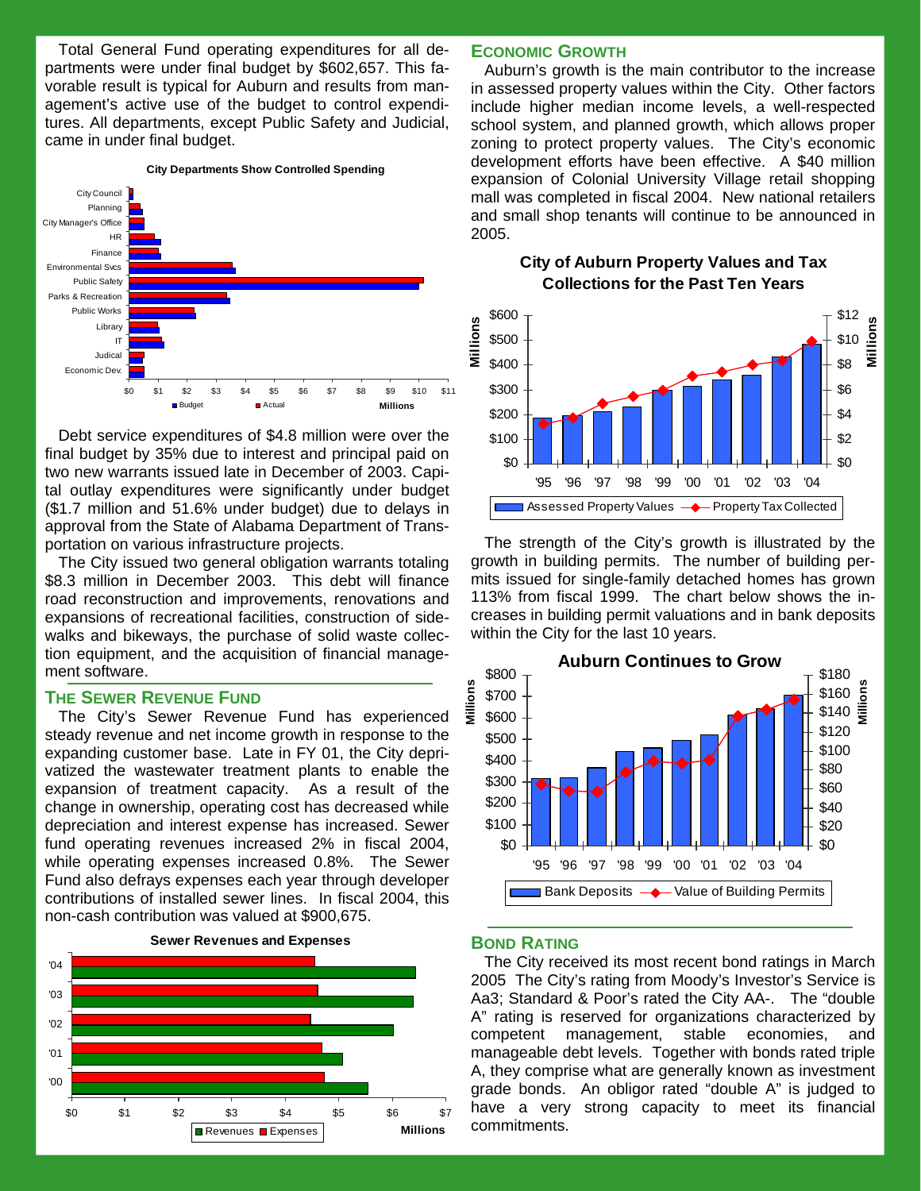Total General Fund operating expenditures for all departments were under final budget by $602,657. This favorable result is typical for Auburn and results from management's active use of the budget to control expenditures. All departments, except Public Safety and Judicial, came in under final budget.

**City Departments Show Controlled Spending**

Debt service expenditures of $4.8 million were over the final budget by 35% due to interest and principal paid on two new warrants issued late in December of 2003. Capital outlay expenditures were significantly under budget ($1.7 million and 51.6% under budget) due to delays in approval from the State of Alabama Department of Transportation on various infrastructure projects.

The City issued two general obligation warrants totaling $8.3 million in December 2003. This debt will finance road reconstruction and improvements, renovations and expansions of recreational facilities, construction of sidewalks and bikeways, the purchase of solid waste collection equipment, and the acquisition of financial management software.

## The Sewer Revenue Fund

The City's Sewer Revenue Fund has experienced steady revenue and net income growth in response to the expanding customer base. Late in FY 01, the City deprivatized the wastewater treatment plants to enable the expansion of treatment capacity. As a result of the change in ownership, operating cost has decreased while depreciation and interest expense has increased. Sewer fund operating revenues increased 2% in fiscal 2004, while operating expenses increased 0.8%. The Sewer Fund also defrays expenses each year through developer contributions of installed sewer lines. In fiscal 2004, this non-cash contribution was valued at $900,675.

**Sewer Revenues and Expenses**

## Economic Growth

Auburn's growth is the main contributor to the increase in assessed property values within the City. Other factors include higher median income levels, a well-respected school system, and planned growth, which allows proper zoning to protect property values. The City's economic development efforts have been effective. A $40 million expansion of Colonial University Village retail shopping mall was completed in fiscal 2004. New national retailers and small shop tenants will continue to be announced in 2005.

**City of Auburn Property Values and Tax Collections for the Past Ten Years**

The strength of the City's growth is illustrated by the growth in building permits. The number of building permits issued for single-family detached homes has grown 113% from fiscal 1999. The chart below shows the increases in building permit valuations and in bank deposits within the City for the last 10 years.

**Auburn Continues to Grow**

## Bond Rating

The City received its most recent bond ratings in March 2005 The City's rating from Moody's Investor's Service is Aa3; Standard & Poor's rated the City AA-. The "double A" rating is reserved for organizations characterized by competent management, stable economies, and manageable debt levels. Together with bonds rated triple A, they comprise what are generally known as investment grade bonds. An obligor rated "double A" is judged to have a very strong capacity to meet its financial commitments.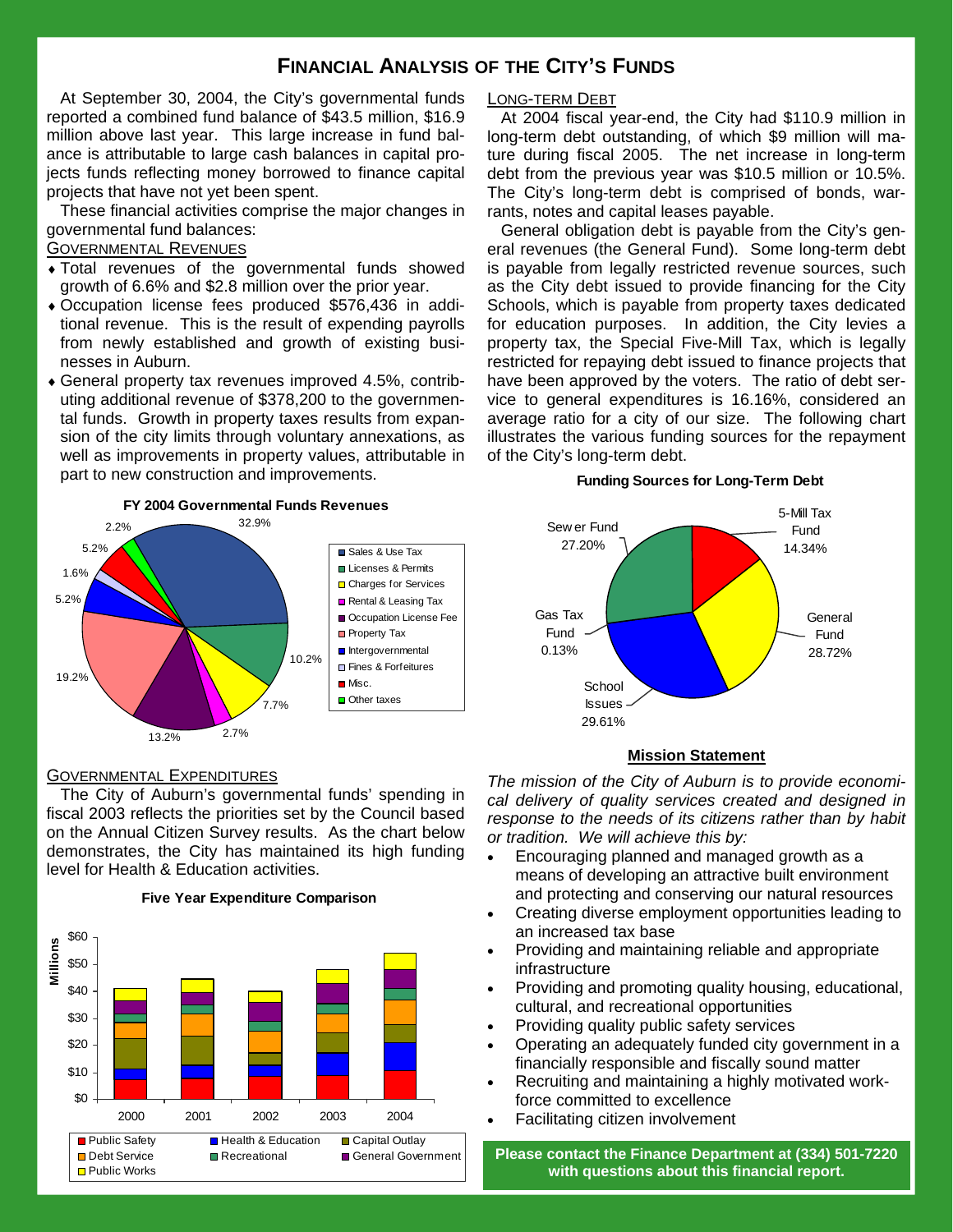# Financial Analysis of the City's Funds

At September 30, 2004, the City's governmental funds reported a combined fund balance of $43.5 million, $16.9 million above last year. This large increase in fund balance is attributable to large cash balances in capital projects funds reflecting money borrowed to finance capital projects that have not yet been spent.

These financial activities comprise the major changes in governmental fund balances:

## Governmental Revenues

- Total revenues of the governmental funds showed growth of 6.6% and $2.8 million over the prior year.
- Occupation license fees produced $576,436 in additional revenue. This is the result of expending payrolls from newly established and growth of existing businesses in Auburn.
- General property tax revenues improved 4.5%, contributing additional revenue of $378,200 to the governmental funds. Growth in property taxes results from expansion of the city limits through voluntary annexations, as well as improvements in property values, attributable in part to new construction and improvements.

**FY 2004 Governmental Funds Revenues**

32.9%
10.2%
7.7%
2.7%
13.2%
19.2%
5.2%
1.6%
5.2%
2.2%

Sales & Use Tax
Licenses & Permits
Charges for Services
Rental & Leasing Tax
Occupation License Fee
Property Tax
Intergovernmental
Fines & Forfeitures
Misc.
Other taxes

## Governmental Expenditures

The City of Auburn's governmental funds' spending in fiscal 2003 reflects the priorities set by the Council based on the Annual Citizen Survey results. As the chart below demonstrates, the City has maintained its high funding level for Health & Education activities.

**Five Year Expenditure Comparison**

Millions
$60
$50
$40
$30
$20
$10
$0
2000
2001
2002
2003
2004

Public Safety
Health & Education
Capital Outlay
Debt Service
Recreational
General Government
Public Works

## Long-term Debt

At 2004 fiscal year-end, the City had $110.9 million in long-term debt outstanding, of which $9 million will mature during fiscal 2005. The net increase in long-term debt from the previous year was $10.5 million or 10.5%. The City's long-term debt is comprised of bonds, warrants, notes and capital leases payable.

General obligation debt is payable from the City's general revenues (the General Fund). Some long-term debt is payable from legally restricted revenue sources, such as the City debt issued to provide financing for the City Schools, which is payable from property taxes dedicated for education purposes. In addition, the City levies a property tax, the Special Five-Mill Tax, which is legally restricted for repaying debt issued to finance projects that have been approved by the voters. The ratio of debt service to general expenditures is 16.16%, considered an average ratio for a city of our size. The following chart illustrates the various funding sources for the repayment of the City's long-term debt.

**Funding Sources for Long-Term Debt**

5-Mill Tax Fund 14.34%
General Fund 28.72%
School Issues 29.61%
Gas Tax Fund 0.13%
Sewer Fund 27.20%

## Mission Statement

*The mission of the City of Auburn is to provide economical delivery of quality services created and designed in response to the needs of its citizens rather than by habit or tradition. We will achieve this by:*

- Encouraging planned and managed growth as a means of developing an attractive built environment and protecting and conserving our natural resources
- Creating diverse employment opportunities leading to an increased tax base
- Providing and maintaining reliable and appropriate infrastructure
- Providing and promoting quality housing, educational, cultural, and recreational opportunities
- Providing quality public safety services
- Operating an adequately funded city government in a financially responsible and fiscally sound matter
- Recruiting and maintaining a highly motivated workforce committed to excellence
- Facilitating citizen involvement

**Please contact the Finance Department at (334) 501-7220 with questions about this financial report.**